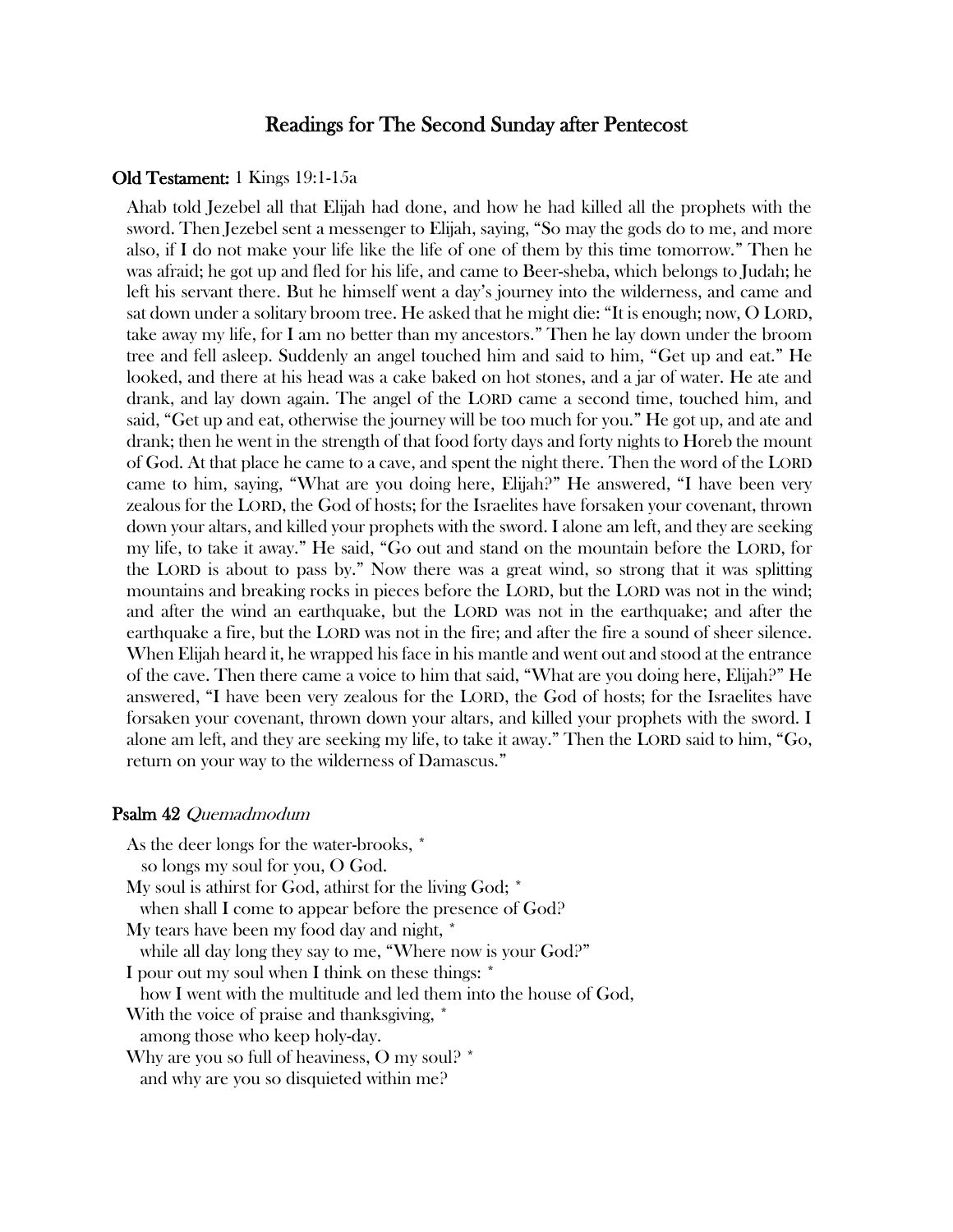## Readings for The Second Sunday after Pentecost

**Old Testament:** 1 Kings 19:1-15a

Ahab told Jezebel all that Elijah had done, and how he had killed all the prophets with the sword. Then Jezebel sent a messenger to Elijah, saying, "So may the gods do to me, and more also, if I do not make your life like the life of one of them by this time tomorrow." Then he was afraid; he got up and fled for his life, and came to Beer-sheba, which belongs to Judah; he left his servant there. But he himself went a day's journey into the wilderness, and came and sat down under a solitary broom tree. He asked that he might die: "It is enough; now, O LORD, take away my life, for I am no better than my ancestors." Then he lay down under the broom tree and fell asleep. Suddenly an angel touched him and said to him, "Get up and eat." He looked, and there at his head was a cake baked on hot stones, and a jar of water. He ate and drank, and lay down again. The angel of the LORD came a second time, touched him, and said, "Get up and eat, otherwise the journey will be too much for you." He got up, and ate and drank; then he went in the strength of that food forty days and forty nights to Horeb the mount of God. At that place he came to a cave, and spent the night there. Then the word of the LORD came to him, saying, "What are you doing here, Elijah?" He answered, "I have been very zealous for the LORD, the God of hosts; for the Israelites have forsaken your covenant, thrown down your altars, and killed your prophets with the sword. I alone am left, and they are seeking my life, to take it away." He said, "Go out and stand on the mountain before the LORD, for the LORD is about to pass by." Now there was a great wind, so strong that it was splitting mountains and breaking rocks in pieces before the LORD, but the LORD was not in the wind; and after the wind an earthquake, but the LORD was not in the earthquake; and after the earthquake a fire, but the LORD was not in the fire; and after the fire a sound of sheer silence. When Elijah heard it, he wrapped his face in his mantle and went out and stood at the entrance of the cave. Then there came a voice to him that said, "What are you doing here, Elijah?" He answered, "I have been very zealous for the LORD, the God of hosts; for the Israelites have forsaken your covenant, thrown down your altars, and killed your prophets with the sword. I alone am left, and they are seeking my life, to take it away." Then the LORD said to him, "Go, return on your way to the wilderness of Damascus."

**Psalm 42** *Quemadmodum*

As the deer longs for the water-brooks, *
  so longs my soul for you, O God.
My soul is athirst for God, athirst for the living God; *
  when shall I come to appear before the presence of God?
My tears have been my food day and night, *
  while all day long they say to me, "Where now is your God?"
I pour out my soul when I think on these things: *
  how I went with the multitude and led them into the house of God,
With the voice of praise and thanksgiving, *
  among those who keep holy-day.
Why are you so full of heaviness, O my soul? *
  and why are you so disquieted within me?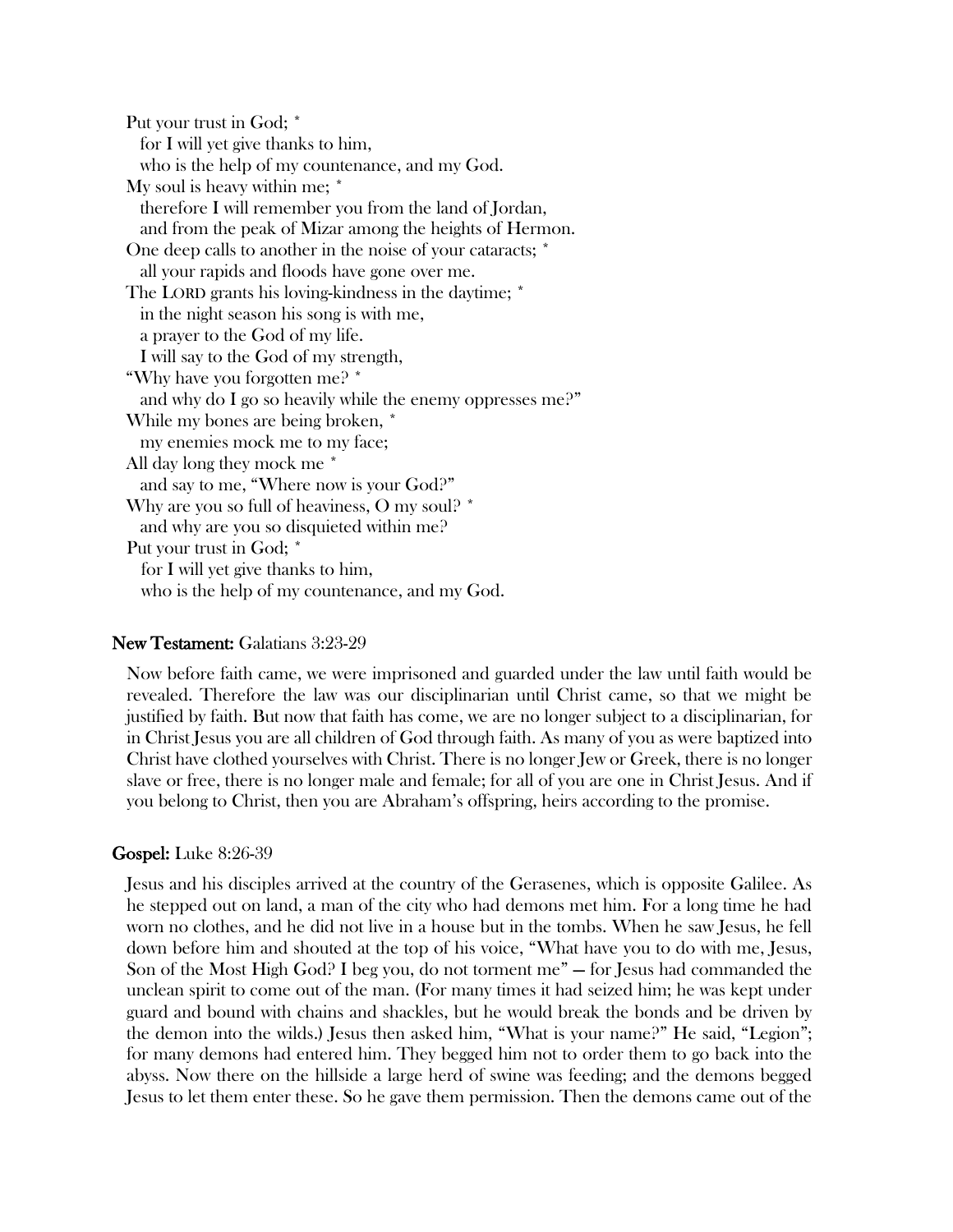Put your trust in God; *
  for I will yet give thanks to him,
  who is the help of my countenance, and my God.
My soul is heavy within me; *
  therefore I will remember you from the land of Jordan,
  and from the peak of Mizar among the heights of Hermon.
One deep calls to another in the noise of your cataracts; *
  all your rapids and floods have gone over me.
The LORD grants his loving-kindness in the daytime; *
  in the night season his song is with me,
  a prayer to the God of my life.
  I will say to the God of my strength,
"Why have you forgotten me? *
  and why do I go so heavily while the enemy oppresses me?"
While my bones are being broken, *
  my enemies mock me to my face;
All day long they mock me *
  and say to me, "Where now is your God?"
Why are you so full of heaviness, O my soul? *
  and why are you so disquieted within me?
Put your trust in God; *
  for I will yet give thanks to him,
  who is the help of my countenance, and my God.

**New Testament:** Galatians 3:23-29

Now before faith came, we were imprisoned and guarded under the law until faith would be revealed. Therefore the law was our disciplinarian until Christ came, so that we might be justified by faith. But now that faith has come, we are no longer subject to a disciplinarian, for in Christ Jesus you are all children of God through faith. As many of you as were baptized into Christ have clothed yourselves with Christ. There is no longer Jew or Greek, there is no longer slave or free, there is no longer male and female; for all of you are one in Christ Jesus. And if you belong to Christ, then you are Abraham's offspring, heirs according to the promise.

**Gospel:** Luke 8:26-39

Jesus and his disciples arrived at the country of the Gerasenes, which is opposite Galilee. As he stepped out on land, a man of the city who had demons met him. For a long time he had worn no clothes, and he did not live in a house but in the tombs. When he saw Jesus, he fell down before him and shouted at the top of his voice, "What have you to do with me, Jesus, Son of the Most High God? I beg you, do not torment me" — for Jesus had commanded the unclean spirit to come out of the man. (For many times it had seized him; he was kept under guard and bound with chains and shackles, but he would break the bonds and be driven by the demon into the wilds.) Jesus then asked him, "What is your name?" He said, "Legion"; for many demons had entered him. They begged him not to order them to go back into the abyss. Now there on the hillside a large herd of swine was feeding; and the demons begged Jesus to let them enter these. So he gave them permission. Then the demons came out of the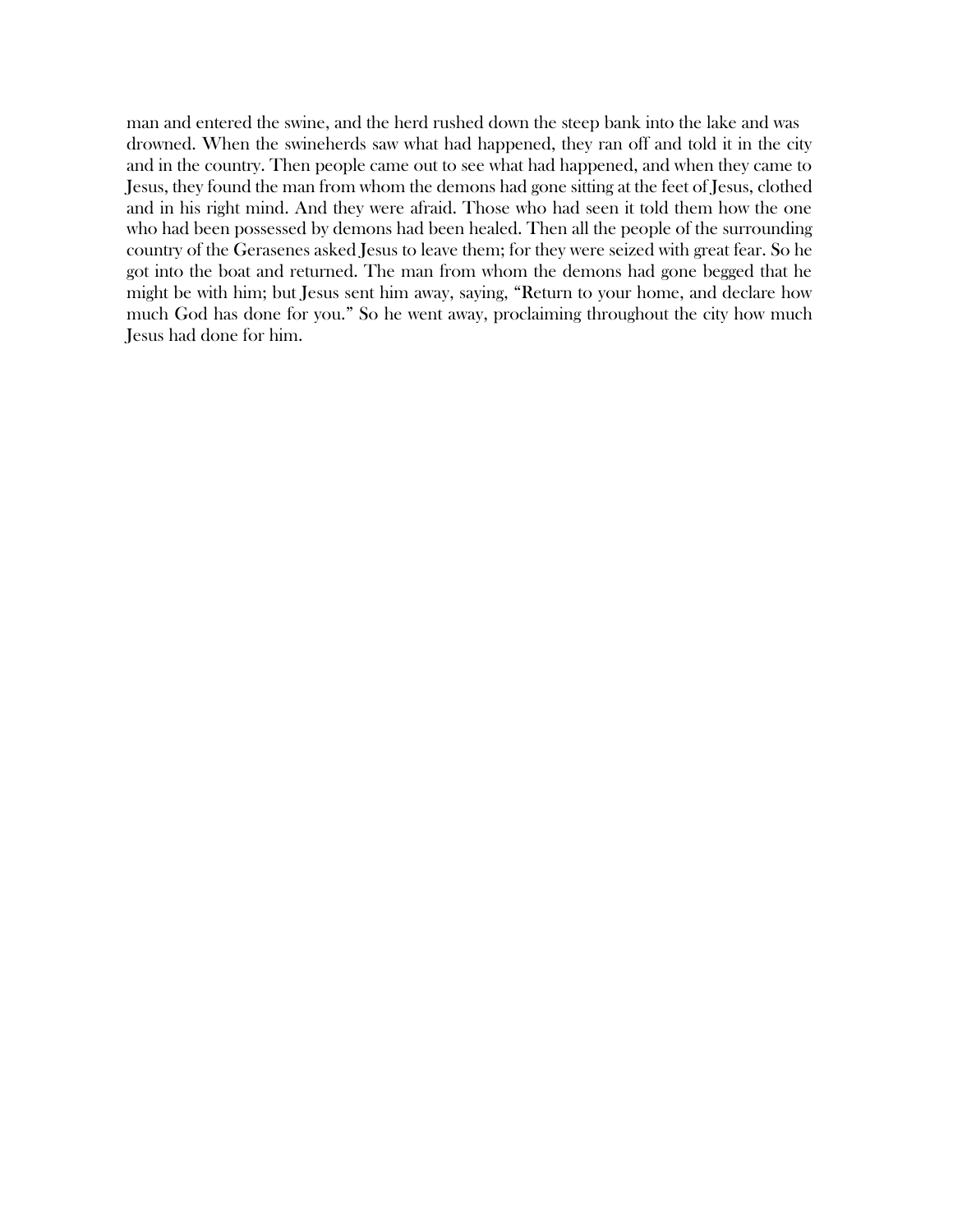man and entered the swine, and the herd rushed down the steep bank into the lake and was drowned. When the swineherds saw what had happened, they ran off and told it in the city and in the country. Then people came out to see what had happened, and when they came to Jesus, they found the man from whom the demons had gone sitting at the feet of Jesus, clothed and in his right mind. And they were afraid. Those who had seen it told them how the one who had been possessed by demons had been healed. Then all the people of the surrounding country of the Gerasenes asked Jesus to leave them; for they were seized with great fear. So he got into the boat and returned. The man from whom the demons had gone begged that he might be with him; but Jesus sent him away, saying, "Return to your home, and declare how much God has done for you." So he went away, proclaiming throughout the city how much Jesus had done for him.